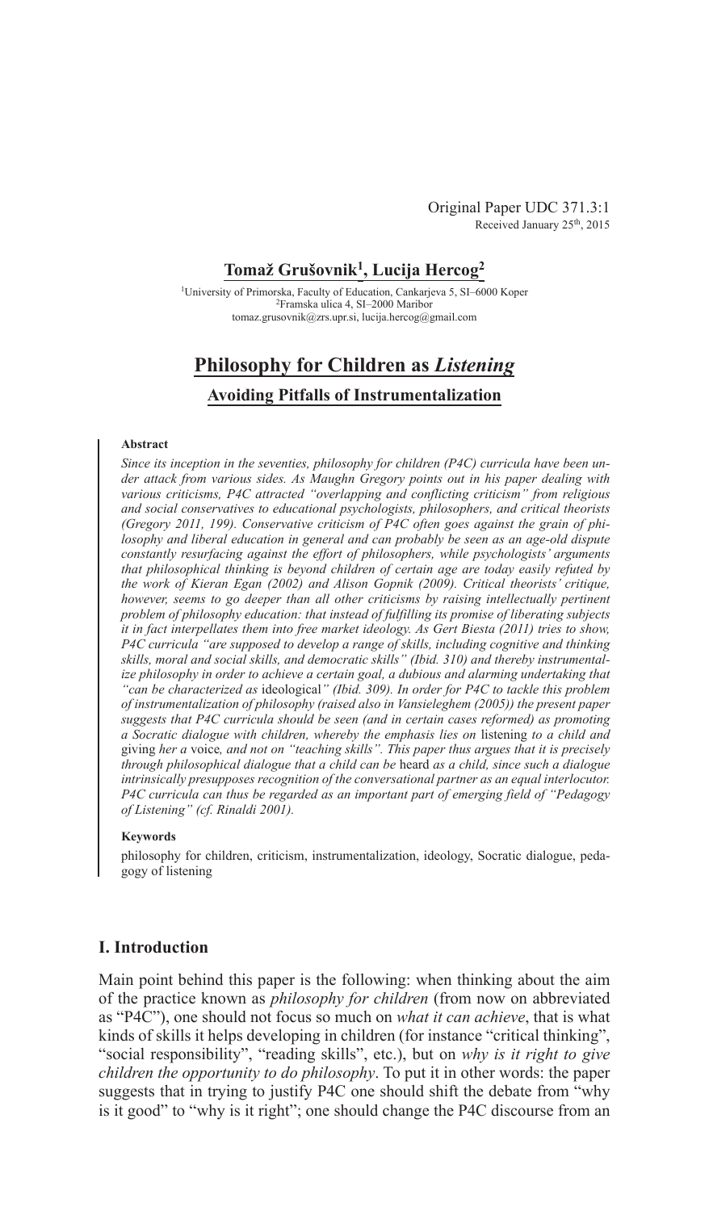Original Paper UDC 371.3:1
Received January 25th, 2015

**Tomaž Grušovnik[1], Lucija Hercog[2]**

[1]University of Primorska, Faculty of Education, Cankarjeva 5, SI–6000 Koper
[2]Framska ulica 4, SI–2000 Maribor
tomaz.grusovnik@zrs.upr.si, lucija.hercog@gmail.com

# Philosophy for Children as *Listening*

## Avoiding Pitfalls of Instrumentalization

**Abstract**

*Since its inception in the seventies, philosophy for children (P4C) curricula have been under attack from various sides. As Maughn Gregory points out in his paper dealing with various criticisms, P4C attracted "overlapping and conflicting criticism" from religious and social conservatives to educational psychologists, philosophers, and critical theorists (Gregory 2011, 199). Conservative criticism of P4C often goes against the grain of philosophy and liberal education in general and can probably be seen as an age-old dispute constantly resurfacing against the effort of philosophers, while psychologists' arguments that philosophical thinking is beyond children of certain age are today easily refuted by the work of Kieran Egan (2002) and Alison Gopnik (2009). Critical theorists' critique, however, seems to go deeper than all other criticisms by raising intellectually pertinent problem of philosophy education: that instead of fulfilling its promise of liberating subjects it in fact interpellates them into free market ideology. As Gert Biesta (2011) tries to show, P4C curricula "are supposed to develop a range of skills, including cognitive and thinking skills, moral and social skills, and democratic skills" (Ibid. 310) and thereby instrumentalize philosophy in order to achieve a certain goal, a dubious and alarming undertaking that "can be characterized as* ideological*" (Ibid. 309). In order for P4C to tackle this problem of instrumentalization of philosophy (raised also in Vansieleghem (2005)) the present paper suggests that P4C curricula should be seen (and in certain cases reformed) as promoting a Socratic dialogue with children, whereby the emphasis lies on* listening *to a child and* giving *her a* voice*, and not on "teaching skills". This paper thus argues that it is precisely through philosophical dialogue that a child can be* heard *as a child, since such a dialogue intrinsically presupposes recognition of the conversational partner as an equal interlocutor. P4C curricula can thus be regarded as an important part of emerging field of "Pedagogy of Listening" (cf. Rinaldi 2001).*

**Keywords**

philosophy for children, criticism, instrumentalization, ideology, Socratic dialogue, pedagogy of listening

## I. Introduction

Main point behind this paper is the following: when thinking about the aim of the practice known as *philosophy for children* (from now on abbreviated as "P4C"), one should not focus so much on *what it can achieve*, that is what kinds of skills it helps developing in children (for instance "critical thinking", "social responsibility", "reading skills", etc.), but on *why is it right to give children the opportunity to do philosophy*. To put it in other words: the paper suggests that in trying to justify P4C one should shift the debate from "why is it good" to "why is it right"; one should change the P4C discourse from an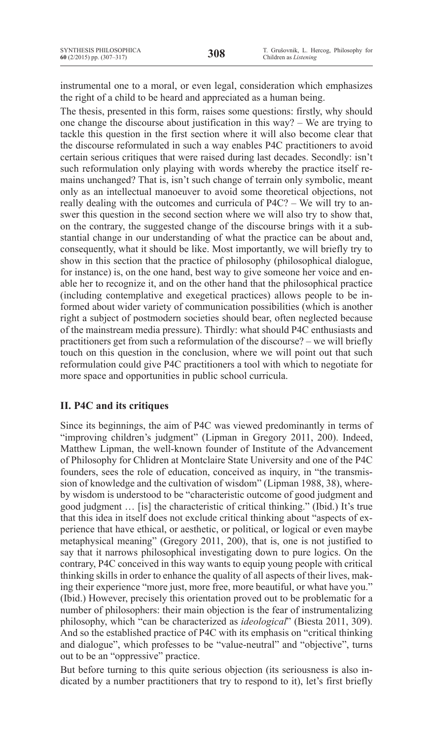instrumental one to a moral, or even legal, consideration which emphasizes the right of a child to be heard and appreciated as a human being.

The thesis, presented in this form, raises some questions: firstly, why should one change the discourse about justification in this way? – We are trying to tackle this question in the first section where it will also become clear that the discourse reformulated in such a way enables P4C practitioners to avoid certain serious critiques that were raised during last decades. Secondly: isn't such reformulation only playing with words whereby the practice itself remains unchanged? That is, isn't such change of terrain only symbolic, meant only as an intellectual manoeuver to avoid some theoretical objections, not really dealing with the outcomes and curricula of P4C? – We will try to answer this question in the second section where we will also try to show that, on the contrary, the suggested change of the discourse brings with it a substantial change in our understanding of what the practice can be about and, consequently, what it should be like. Most importantly, we will briefly try to show in this section that the practice of philosophy (philosophical dialogue, for instance) is, on the one hand, best way to give someone her voice and enable her to recognize it, and on the other hand that the philosophical practice (including contemplative and exegetical practices) allows people to be informed about wider variety of communication possibilities (which is another right a subject of postmodern societies should bear, often neglected because of the mainstream media pressure). Thirdly: what should P4C enthusiasts and practitioners get from such a reformulation of the discourse? – we will briefly touch on this question in the conclusion, where we will point out that such reformulation could give P4C practitioners a tool with which to negotiate for more space and opportunities in public school curricula.

## II. P4C and its critiques

Since its beginnings, the aim of P4C was viewed predominantly in terms of "improving children's judgment" (Lipman in Gregory 2011, 200). Indeed, Matthew Lipman, the well-known founder of Institute of the Advancement of Philosophy for Chlidren at Montclaire State University and one of the P4C founders, sees the role of education, conceived as inquiry, in "the transmission of knowledge and the cultivation of wisdom" (Lipman 1988, 38), whereby wisdom is understood to be "characteristic outcome of good judgment and good judgment … [is] the characteristic of critical thinking." (Ibid.) It's true that this idea in itself does not exclude critical thinking about "aspects of experience that have ethical, or aesthetic, or political, or logical or even maybe metaphysical meaning" (Gregory 2011, 200), that is, one is not justified to say that it narrows philosophical investigating down to pure logics. On the contrary, P4C conceived in this way wants to equip young people with critical thinking skills in order to enhance the quality of all aspects of their lives, making their experience "more just, more free, more beautiful, or what have you." (Ibid.) However, precisely this orientation proved out to be problematic for a number of philosophers: their main objection is the fear of instrumentalizing philosophy, which "can be characterized as *ideological*" (Biesta 2011, 309). And so the established practice of P4C with its emphasis on "critical thinking and dialogue", which professes to be "value-neutral" and "objective", turns out to be an "oppressive" practice.

But before turning to this quite serious objection (its seriousness is also indicated by a number practitioners that try to respond to it), let's first briefly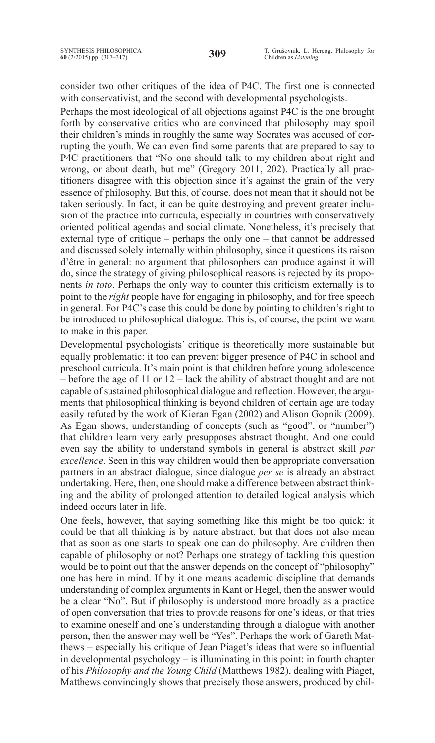consider two other critiques of the idea of P4C. The first one is connected with conservativist, and the second with developmental psychologists.

Perhaps the most ideological of all objections against P4C is the one brought forth by conservative critics who are convinced that philosophy may spoil their children's minds in roughly the same way Socrates was accused of corrupting the youth. We can even find some parents that are prepared to say to P4C practitioners that "No one should talk to my children about right and wrong, or about death, but me" (Gregory 2011, 202). Practically all practitioners disagree with this objection since it's against the grain of the very essence of philosophy. But this, of course, does not mean that it should not be taken seriously. In fact, it can be quite destroying and prevent greater inclusion of the practice into curricula, especially in countries with conservatively oriented political agendas and social climate. Nonetheless, it's precisely that external type of critique – perhaps the only one – that cannot be addressed and discussed solely internally within philosophy, since it questions its raison d'être in general: no argument that philosophers can produce against it will do, since the strategy of giving philosophical reasons is rejected by its proponents *in toto*. Perhaps the only way to counter this criticism externally is to point to the *right* people have for engaging in philosophy, and for free speech in general. For P4C's case this could be done by pointing to children's right to be introduced to philosophical dialogue. This is, of course, the point we want to make in this paper.

Developmental psychologists' critique is theoretically more sustainable but equally problematic: it too can prevent bigger presence of P4C in school and preschool curricula. It's main point is that children before young adolescence – before the age of 11 or 12 – lack the ability of abstract thought and are not capable of sustained philosophical dialogue and reflection. However, the arguments that philosophical thinking is beyond children of certain age are today easily refuted by the work of Kieran Egan (2002) and Alison Gopnik (2009). As Egan shows, understanding of concepts (such as "good", or "number") that children learn very early presupposes abstract thought. And one could even say the ability to understand symbols in general is abstract skill *par excellence*. Seen in this way children would then be appropriate conversation partners in an abstract dialogue, since dialogue *per se* is already an abstract undertaking. Here, then, one should make a difference between abstract thinking and the ability of prolonged attention to detailed logical analysis which indeed occurs later in life.

One feels, however, that saying something like this might be too quick: it could be that all thinking is by nature abstract, but that does not also mean that as soon as one starts to speak one can do philosophy. Are children then capable of philosophy or not? Perhaps one strategy of tackling this question would be to point out that the answer depends on the concept of "philosophy" one has here in mind. If by it one means academic discipline that demands understanding of complex arguments in Kant or Hegel, then the answer would be a clear "No". But if philosophy is understood more broadly as a practice of open conversation that tries to provide reasons for one's ideas, or that tries to examine oneself and one's understanding through a dialogue with another person, then the answer may well be "Yes". Perhaps the work of Gareth Matthews – especially his critique of Jean Piaget's ideas that were so influential in developmental psychology – is illuminating in this point: in fourth chapter of his *Philosophy and the Young Child* (Matthews 1982), dealing with Piaget, Matthews convincingly shows that precisely those answers, produced by chil-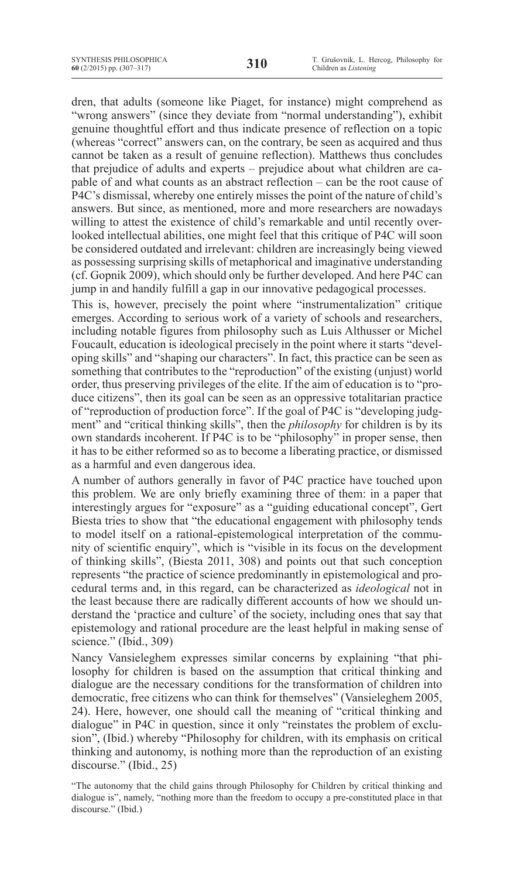dren, that adults (someone like Piaget, for instance) might comprehend as "wrong answers" (since they deviate from "normal understanding"), exhibit genuine thoughtful effort and thus indicate presence of reflection on a topic (whereas "correct" answers can, on the contrary, be seen as acquired and thus cannot be taken as a result of genuine reflection). Matthews thus concludes that prejudice of adults and experts – prejudice about what children are capable of and what counts as an abstract reflection – can be the root cause of P4C's dismissal, whereby one entirely misses the point of the nature of child's answers. But since, as mentioned, more and more researchers are nowadays willing to attest the existence of child's remarkable and until recently overlooked intellectual abilities, one might feel that this critique of P4C will soon be considered outdated and irrelevant: children are increasingly being viewed as possessing surprising skills of metaphorical and imaginative understanding (cf. Gopnik 2009), which should only be further developed. And here P4C can jump in and handily fulfill a gap in our innovative pedagogical processes.

This is, however, precisely the point where "instrumentalization" critique emerges. According to serious work of a variety of schools and researchers, including notable figures from philosophy such as Luis Althusser or Michel Foucault, education is ideological precisely in the point where it starts "developing skills" and "shaping our characters". In fact, this practice can be seen as something that contributes to the "reproduction" of the existing (unjust) world order, thus preserving privileges of the elite. If the aim of education is to "produce citizens", then its goal can be seen as an oppressive totalitarian practice of "reproduction of production force". If the goal of P4C is "developing judgment" and "critical thinking skills", then the *philosophy* for children is by its own standards incoherent. If P4C is to be "philosophy" in proper sense, then it has to be either reformed so as to become a liberating practice, or dismissed as a harmful and even dangerous idea.

A number of authors generally in favor of P4C practice have touched upon this problem. We are only briefly examining three of them: in a paper that interestingly argues for "exposure" as a "guiding educational concept", Gert Biesta tries to show that "the educational engagement with philosophy tends to model itself on a rational-epistemological interpretation of the community of scientific enquiry", which is "visible in its focus on the development of thinking skills", (Biesta 2011, 308) and points out that such conception represents "the practice of science predominantly in epistemological and procedural terms and, in this regard, can be characterized as *ideological* not in the least because there are radically different accounts of how we should understand the 'practice and culture' of the society, including ones that say that epistemology and rational procedure are the least helpful in making sense of science." (Ibid., 309)

Nancy Vansieleghem expresses similar concerns by explaining "that philosophy for children is based on the assumption that critical thinking and dialogue are the necessary conditions for the transformation of children into democratic, free citizens who can think for themselves" (Vansieleghem 2005, 24). Here, however, one should call the meaning of "critical thinking and dialogue" in P4C in question, since it only "reinstates the problem of exclusion", (Ibid.) whereby "Philosophy for children, with its emphasis on critical thinking and autonomy, is nothing more than the reproduction of an existing discourse." (Ibid., 25)

"The autonomy that the child gains through Philosophy for Children by critical thinking and dialogue is", namely, "nothing more than the freedom to occupy a pre-constituted place in that discourse." (Ibid.)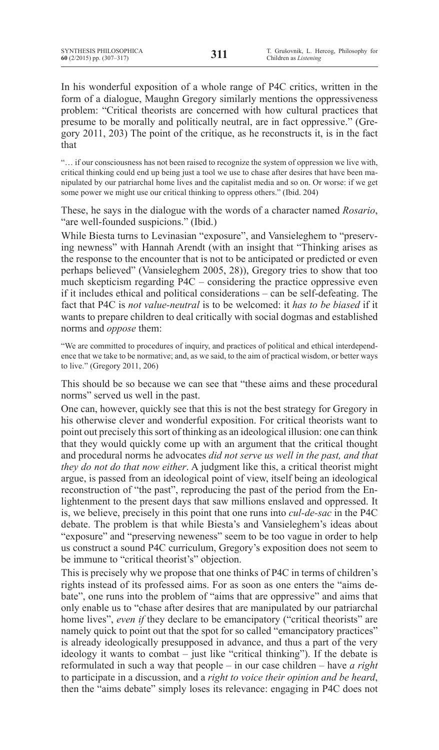In his wonderful exposition of a whole range of P4C critics, written in the form of a dialogue, Maughn Gregory similarly mentions the oppressiveness problem: "Critical theorists are concerned with how cultural practices that presume to be morally and politically neutral, are in fact oppressive." (Gregory 2011, 203) The point of the critique, as he reconstructs it, is in the fact that

> "… if our consciousness has not been raised to recognize the system of oppression we live with, critical thinking could end up being just a tool we use to chase after desires that have been manipulated by our patriarchal home lives and the capitalist media and so on. Or worse: if we get some power we might use our critical thinking to oppress others." (Ibid. 204)

These, he says in the dialogue with the words of a character named *Rosario*, "are well-founded suspicions." (Ibid.)

While Biesta turns to Levinasian "exposure", and Vansieleghem to "preserving newness" with Hannah Arendt (with an insight that "Thinking arises as the response to the encounter that is not to be anticipated or predicted or even perhaps believed" (Vansieleghem 2005, 28)), Gregory tries to show that too much skepticism regarding P4C – considering the practice oppressive even if it includes ethical and political considerations – can be self-defeating. The fact that P4C is *not value-neutral* is to be welcomed: it *has to be biased* if it wants to prepare children to deal critically with social dogmas and established norms and *oppose* them:

> "We are committed to procedures of inquiry, and practices of political and ethical interdependence that we take to be normative; and, as we said, to the aim of practical wisdom, or better ways to live." (Gregory 2011, 206)

This should be so because we can see that "these aims and these procedural norms" served us well in the past.

One can, however, quickly see that this is not the best strategy for Gregory in his otherwise clever and wonderful exposition. For critical theorists want to point out precisely this sort of thinking as an ideological illusion: one can think that they would quickly come up with an argument that the critical thought and procedural norms he advocates *did not serve us well in the past, and that they do not do that now either*. A judgment like this, a critical theorist might argue, is passed from an ideological point of view, itself being an ideological reconstruction of "the past", reproducing the past of the period from the Enlightenment to the present days that saw millions enslaved and oppressed. It is, we believe, precisely in this point that one runs into *cul-de-sac* in the P4C debate. The problem is that while Biesta's and Vansieleghem's ideas about "exposure" and "preserving neweness" seem to be too vague in order to help us construct a sound P4C curriculum, Gregory's exposition does not seem to be immune to "critical theorist's" objection.

This is precisely why we propose that one thinks of P4C in terms of children's rights instead of its professed aims. For as soon as one enters the "aims debate", one runs into the problem of "aims that are oppressive" and aims that only enable us to "chase after desires that are manipulated by our patriarchal home lives", *even if* they declare to be emancipatory ("critical theorists" are namely quick to point out that the spot for so called "emancipatory practices" is already ideologically presupposed in advance, and thus a part of the very ideology it wants to combat – just like "critical thinking"). If the debate is reformulated in such a way that people – in our case children – have *a right* to participate in a discussion, and a *right to voice their opinion and be heard*, then the "aims debate" simply loses its relevance: engaging in P4C does not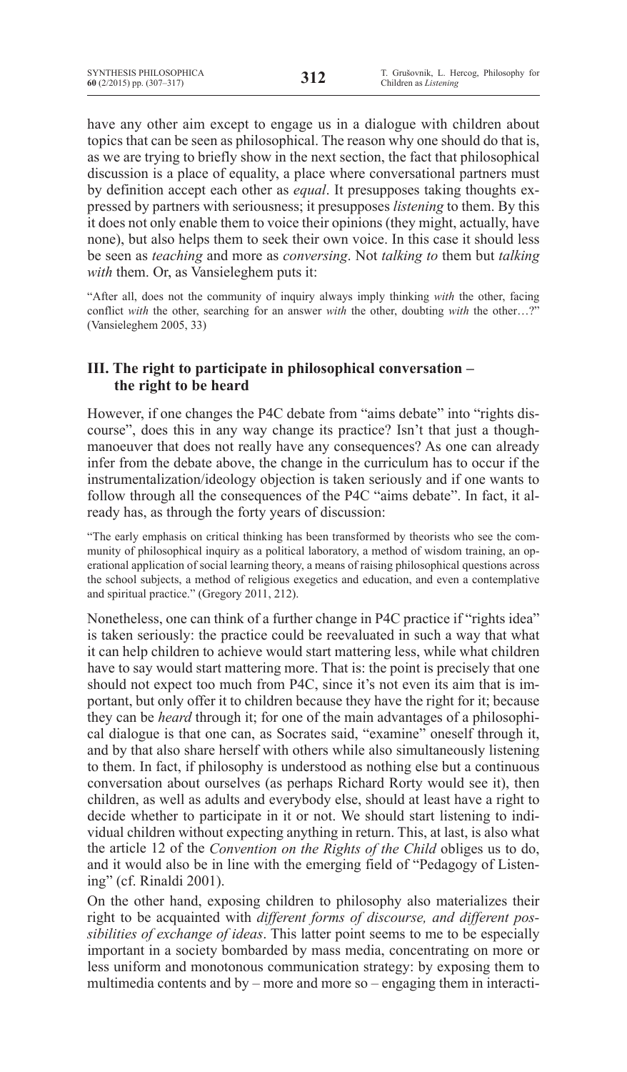have any other aim except to engage us in a dialogue with children about topics that can be seen as philosophical. The reason why one should do that is, as we are trying to briefly show in the next section, the fact that philosophical discussion is a place of equality, a place where conversational partners must by definition accept each other as *equal*. It presupposes taking thoughts expressed by partners with seriousness; it presupposes *listening* to them. By this it does not only enable them to voice their opinions (they might, actually, have none), but also helps them to seek their own voice. In this case it should less be seen as *teaching* and more as *conversing*. Not *talking to* them but *talking with* them. Or, as Vansieleghem puts it:

> "After all, does not the community of inquiry always imply thinking *with* the other, facing conflict *with* the other, searching for an answer *with* the other, doubting *with* the other…?" (Vansieleghem 2005, 33)

## III. The right to participate in philosophical conversation – the right to be heard

However, if one changes the P4C debate from "aims debate" into "rights discourse", does this in any way change its practice? Isn't that just a thoughmanoeuver that does not really have any consequences? As one can already infer from the debate above, the change in the curriculum has to occur if the instrumentalization/ideology objection is taken seriously and if one wants to follow through all the consequences of the P4C "aims debate". In fact, it already has, as through the forty years of discussion:

> "The early emphasis on critical thinking has been transformed by theorists who see the community of philosophical inquiry as a political laboratory, a method of wisdom training, an operational application of social learning theory, a means of raising philosophical questions across the school subjects, a method of religious exegetics and education, and even a contemplative and spiritual practice." (Gregory 2011, 212).

Nonetheless, one can think of a further change in P4C practice if "rights idea" is taken seriously: the practice could be reevaluated in such a way that what it can help children to achieve would start mattering less, while what children have to say would start mattering more. That is: the point is precisely that one should not expect too much from P4C, since it's not even its aim that is important, but only offer it to children because they have the right for it; because they can be *heard* through it; for one of the main advantages of a philosophical dialogue is that one can, as Socrates said, "examine" oneself through it, and by that also share herself with others while also simultaneously listening to them. In fact, if philosophy is understood as nothing else but a continuous conversation about ourselves (as perhaps Richard Rorty would see it), then children, as well as adults and everybody else, should at least have a right to decide whether to participate in it or not. We should start listening to individual children without expecting anything in return. This, at last, is also what the article 12 of the *Convention on the Rights of the Child* obliges us to do, and it would also be in line with the emerging field of "Pedagogy of Listening" (cf. Rinaldi 2001).

On the other hand, exposing children to philosophy also materializes their right to be acquainted with *different forms of discourse, and different possibilities of exchange of ideas*. This latter point seems to me to be especially important in a society bombarded by mass media, concentrating on more or less uniform and monotonous communication strategy: by exposing them to multimedia contents and by – more and more so – engaging them in interacti-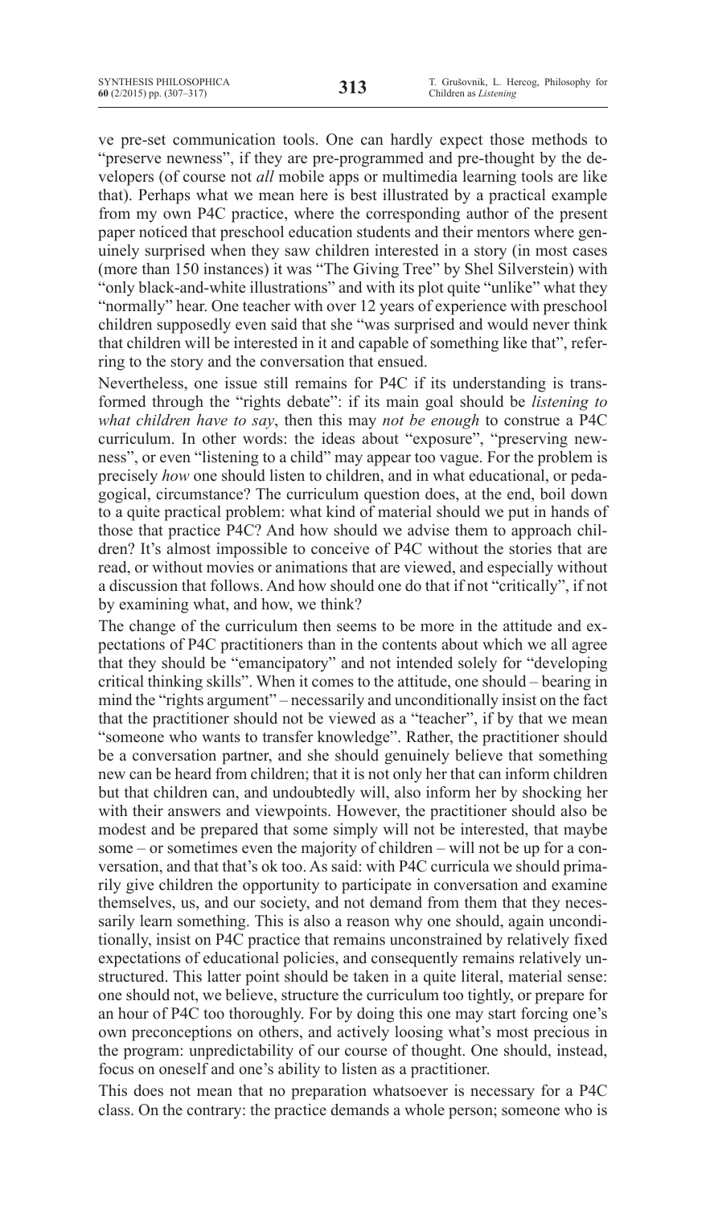ve pre-set communication tools. One can hardly expect those methods to "preserve newness", if they are pre-programmed and pre-thought by the developers (of course not *all* mobile apps or multimedia learning tools are like that). Perhaps what we mean here is best illustrated by a practical example from my own P4C practice, where the corresponding author of the present paper noticed that preschool education students and their mentors where genuinely surprised when they saw children interested in a story (in most cases (more than 150 instances) it was "The Giving Tree" by Shel Silverstein) with "only black-and-white illustrations" and with its plot quite "unlike" what they "normally" hear. One teacher with over 12 years of experience with preschool children supposedly even said that she "was surprised and would never think that children will be interested in it and capable of something like that", referring to the story and the conversation that ensued.

Nevertheless, one issue still remains for P4C if its understanding is transformed through the "rights debate": if its main goal should be *listening to what children have to say*, then this may *not be enough* to construe a P4C curriculum. In other words: the ideas about "exposure", "preserving newness", or even "listening to a child" may appear too vague. For the problem is precisely *how* one should listen to children, and in what educational, or pedagogical, circumstance? The curriculum question does, at the end, boil down to a quite practical problem: what kind of material should we put in hands of those that practice P4C? And how should we advise them to approach children? It's almost impossible to conceive of P4C without the stories that are read, or without movies or animations that are viewed, and especially without a discussion that follows. And how should one do that if not "critically", if not by examining what, and how, we think?

The change of the curriculum then seems to be more in the attitude and expectations of P4C practitioners than in the contents about which we all agree that they should be "emancipatory" and not intended solely for "developing critical thinking skills". When it comes to the attitude, one should – bearing in mind the "rights argument" – necessarily and unconditionally insist on the fact that the practitioner should not be viewed as a "teacher", if by that we mean "someone who wants to transfer knowledge". Rather, the practitioner should be a conversation partner, and she should genuinely believe that something new can be heard from children; that it is not only her that can inform children but that children can, and undoubtedly will, also inform her by shocking her with their answers and viewpoints. However, the practitioner should also be modest and be prepared that some simply will not be interested, that maybe some – or sometimes even the majority of children – will not be up for a conversation, and that that's ok too. As said: with P4C curricula we should primarily give children the opportunity to participate in conversation and examine themselves, us, and our society, and not demand from them that they necessarily learn something. This is also a reason why one should, again unconditionally, insist on P4C practice that remains unconstrained by relatively fixed expectations of educational policies, and consequently remains relatively unstructured. This latter point should be taken in a quite literal, material sense: one should not, we believe, structure the curriculum too tightly, or prepare for an hour of P4C too thoroughly. For by doing this one may start forcing one's own preconceptions on others, and actively loosing what's most precious in the program: unpredictability of our course of thought. One should, instead, focus on oneself and one's ability to listen as a practitioner.

This does not mean that no preparation whatsoever is necessary for a P4C class. On the contrary: the practice demands a whole person; someone who is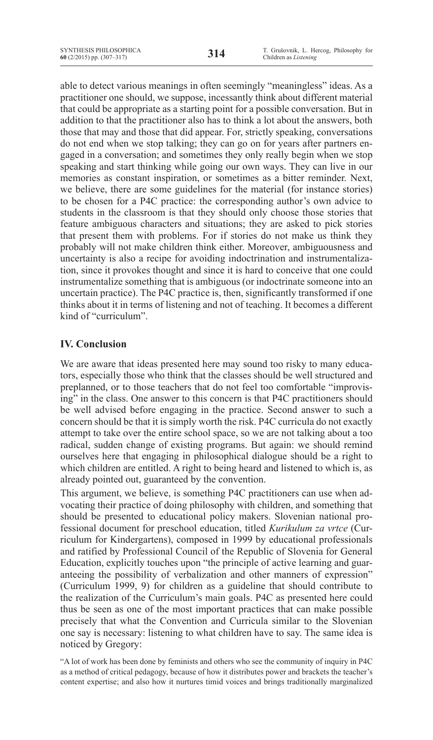able to detect various meanings in often seemingly "meaningless" ideas. As a practitioner one should, we suppose, incessantly think about different material that could be appropriate as a starting point for a possible conversation. But in addition to that the practitioner also has to think a lot about the answers, both those that may and those that did appear. For, strictly speaking, conversations do not end when we stop talking; they can go on for years after partners engaged in a conversation; and sometimes they only really begin when we stop speaking and start thinking while going our own ways. They can live in our memories as constant inspiration, or sometimes as a bitter reminder. Next, we believe, there are some guidelines for the material (for instance stories) to be chosen for a P4C practice: the corresponding author's own advice to students in the classroom is that they should only choose those stories that feature ambiguous characters and situations; they are asked to pick stories that present them with problems. For if stories do not make us think they probably will not make children think either. Moreover, ambiguousness and uncertainty is also a recipe for avoiding indoctrination and instrumentalization, since it provokes thought and since it is hard to conceive that one could instrumentalize something that is ambiguous (or indoctrinate someone into an uncertain practice). The P4C practice is, then, significantly transformed if one thinks about it in terms of listening and not of teaching. It becomes a different kind of "curriculum".

## IV. Conclusion

We are aware that ideas presented here may sound too risky to many educators, especially those who think that the classes should be well structured and preplanned, or to those teachers that do not feel too comfortable "improvising" in the class. One answer to this concern is that P4C practitioners should be well advised before engaging in the practice. Second answer to such a concern should be that it is simply worth the risk. P4C curricula do not exactly attempt to take over the entire school space, so we are not talking about a too radical, sudden change of existing programs. But again: we should remind ourselves here that engaging in philosophical dialogue should be a right to which children are entitled. A right to being heard and listened to which is, as already pointed out, guaranteed by the convention.

This argument, we believe, is something P4C practitioners can use when advocating their practice of doing philosophy with children, and something that should be presented to educational policy makers. Slovenian national professional document for preschool education, titled *Kurikulum za vrtce* (Curriculum for Kindergartens), composed in 1999 by educational professionals and ratified by Professional Council of the Republic of Slovenia for General Education, explicitly touches upon "the principle of active learning and guaranteeing the possibility of verbalization and other manners of expression" (Curriculum 1999, 9) for children as a guideline that should contribute to the realization of the Curriculum's main goals. P4C as presented here could thus be seen as one of the most important practices that can make possible precisely that what the Convention and Curricula similar to the Slovenian one say is necessary: listening to what children have to say. The same idea is noticed by Gregory:

"A lot of work has been done by feminists and others who see the community of inquiry in P4C as a method of critical pedagogy, because of how it distributes power and brackets the teacher's content expertise; and also how it nurtures timid voices and brings traditionally marginalized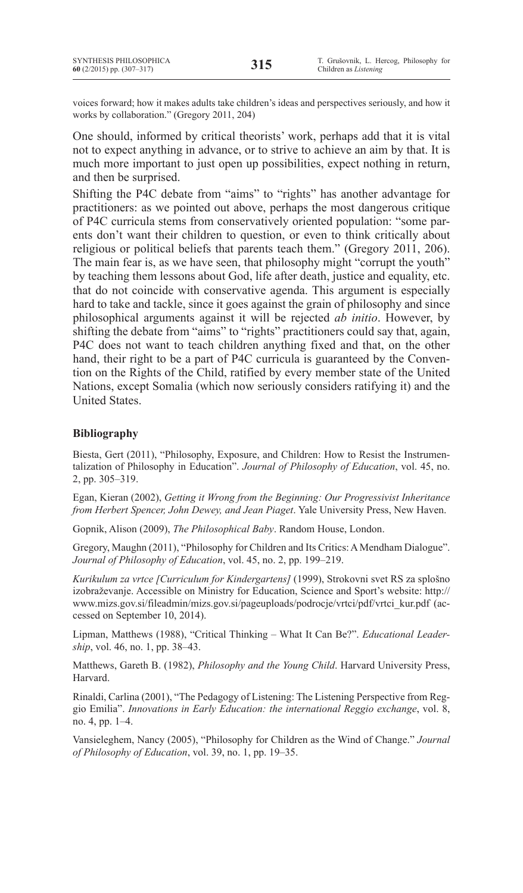voices forward; how it makes adults take children's ideas and perspectives seriously, and how it works by collaboration." (Gregory 2011, 204)

One should, informed by critical theorists' work, perhaps add that it is vital not to expect anything in advance, or to strive to achieve an aim by that. It is much more important to just open up possibilities, expect nothing in return, and then be surprised.

Shifting the P4C debate from "aims" to "rights" has another advantage for practitioners: as we pointed out above, perhaps the most dangerous critique of P4C curricula stems from conservatively oriented population: "some parents don't want their children to question, or even to think critically about religious or political beliefs that parents teach them." (Gregory 2011, 206). The main fear is, as we have seen, that philosophy might "corrupt the youth" by teaching them lessons about God, life after death, justice and equality, etc. that do not coincide with conservative agenda. This argument is especially hard to take and tackle, since it goes against the grain of philosophy and since philosophical arguments against it will be rejected *ab initio*. However, by shifting the debate from "aims" to "rights" practitioners could say that, again, P4C does not want to teach children anything fixed and that, on the other hand, their right to be a part of P4C curricula is guaranteed by the Convention on the Rights of the Child, ratified by every member state of the United Nations, except Somalia (which now seriously considers ratifying it) and the United States.

### Bibliography

Biesta, Gert (2011), "Philosophy, Exposure, and Children: How to Resist the Instrumentalization of Philosophy in Education". *Journal of Philosophy of Education*, vol. 45, no. 2, pp. 305–319.

Egan, Kieran (2002), *Getting it Wrong from the Beginning: Our Progressivist Inheritance from Herbert Spencer, John Dewey, and Jean Piaget*. Yale University Press, New Haven.

Gopnik, Alison (2009), *The Philosophical Baby*. Random House, London.

Gregory, Maughn (2011), "Philosophy for Children and Its Critics: A Mendham Dialogue". *Journal of Philosophy of Education*, vol. 45, no. 2, pp. 199–219.

*Kurikulum za vrtce [Curriculum for Kindergartens]* (1999), Strokovni svet RS za splošno izobraževanje. Accessible on Ministry for Education, Science and Sport's website: http://www.mizs.gov.si/fileadmin/mizs.gov.si/pageuploads/podrocje/vrtci/pdf/vrtci_kur.pdf (accessed on September 10, 2014).

Lipman, Matthews (1988), "Critical Thinking – What It Can Be?". *Educational Leadership*, vol. 46, no. 1, pp. 38–43.

Matthews, Gareth B. (1982), *Philosophy and the Young Child*. Harvard University Press, Harvard.

Rinaldi, Carlina (2001), "The Pedagogy of Listening: The Listening Perspective from Reggio Emilia". *Innovations in Early Education: the international Reggio exchange*, vol. 8, no. 4, pp. 1–4.

Vansieleghem, Nancy (2005), "Philosophy for Children as the Wind of Change." *Journal of Philosophy of Education*, vol. 39, no. 1, pp. 19–35.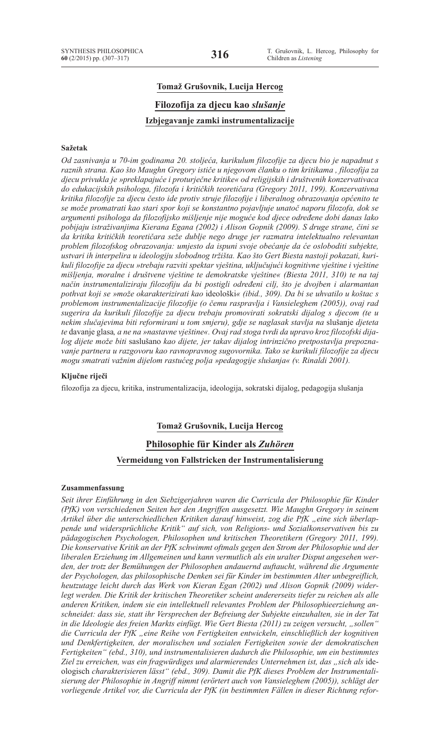**Tomaž Grušovnik, Lucija Hercog**

## Filozofija za djecu kao *slušanje*

### Izbjegavanje zamki instrumentalizacije

**Sažetak**

*Od zasnivanja u 70-im godinama 20. stoljeća, kurikulum filozofije za djecu bio je napadnut s raznih strana. Kao što Maughn Gregory ističe u njegovom članku o tim kritikama , filozofija za djecu privukla je »preklapajuće i proturječne kritike« od religijskih i društvenih konzervativaca do edukacijskih psihologa, filozofa i kritičkih teoretičara (Gregory 2011, 199). Konzervativna kritika filozofije za djecu često ide protiv struje filozofije i liberalnog obrazovanja općenito te se može promatrati kao stari spor koji se konstantno pojavljuje unatoč naporu filozofa, dok se argumenti psihologa da filozofijsko mišljenje nije moguće kod djece određene dobi danas lako pobijaju istraživanjima Kierana Egana (2002) i Alison Gopnik (2009). S druge strane, čini se da kritika kritičkih teoretičara seže dublje nego druge jer razmatra intelektualno relevantan problem filozofskog obrazovanja: umjesto da ispuni svoje obećanje da će osloboditi subjekte, ustvari ih interpelira u ideologiju slobodnog tržišta. Kao što Gert Biesta nastoji pokazati, kurikuli filozofije za djecu »trebaju razviti spektar vještina, uključujući kognitivne vještine i vještine mišljenja, moralne i društvene vještine te demokratske vještine« (Biesta 2011, 310) te na taj način instrumentaliziraju filozofiju da bi postigli određeni cilj, što je dvojben i alarmantan pothvat koji se »može okarakterizirati kao* ideološki*« (ibid., 309). Da bi se uhvatilo u koštac s problemom instrumentalizacije filozofije (o čemu raspravlja i Vansieleghem (2005)), ovaj rad sugerira da kurikuli filozofije za djecu trebaju promovirati sokratski dijalog s djecom (te u nekim slučajevima biti reformirani u tom smjeru), gdje se naglasak stavlja na* slušanje *djeteta te* davanje glasa*, a ne na »nastavne vještine«. Ovaj rad stoga tvrdi da upravo kroz filozofski dijalog dijete može biti* saslušano *kao dijete, jer takav dijalog intrinzično pretpostavlja prepoznavanje partnera u razgovoru kao ravnopravnog sugovornika. Tako se kurikuli filozofije za djecu mogu smatrati važnim dijelom rastućeg polja »pedagogije slušanja« (v. Rinaldi 2001).*

**Ključne riječi**

filozofija za djecu, kritika, instrumentalizacija, ideologija, sokratski dijalog, pedagogija slušanja

**Tomaž Grušovnik, Lucija Hercog**

## Philosophie für Kinder als *Zuhören*

### Vermeidung von Fallstricken der Instrumentalisierung

**Zusammenfassung**

*Seit ihrer Einführung in den Siebzigerjahren waren die Curricula der Philosophie für Kinder (PfK) von verschiedenen Seiten her den Angriffen ausgesetzt. Wie Maughn Gregory in seinem Artikel über die unterschiedlichen Kritiken darauf hinweist, zog die PfK „eine sich überlappende und widersprüchliche Kritik" auf sich, von Religions- und Sozialkonservativen bis zu pädagogischen Psychologen, Philosophen und kritischen Theoretikern (Gregory 2011, 199). Die konservative Kritik an der PfK schwimmt oftmals gegen den Strom der Philosophie und der liberalen Erziehung im Allgemeinen und kann vermutlich als ein uralter Disput angesehen werden, der trotz der Bemühungen der Philosophen andauernd auftaucht, während die Argumente der Psychologen, das philosophische Denken sei für Kinder im bestimmten Alter unbegreiflich, heutzutage leicht durch das Werk von Kieran Egan (2002) und Alison Gopnik (2009) widerlegt werden. Die Kritik der kritischen Theoretiker scheint andererseits tiefer zu reichen als alle anderen Kritiken, indem sie ein intellektuell relevantes Problem der Philosophieerziehung anschneidet: dass sie, statt ihr Versprechen der Befreiung der Subjekte einzuhalten, sie in der Tat in die Ideologie des freien Markts einfügt. Wie Gert Biesta (2011) zu zeigen versucht, „sollen" die Curricula der PfK „eine Reihe von Fertigkeiten entwickeln, einschließlich der kognitiven und Denkfertigkeiten, der moralischen und sozialen Fertigkeiten sowie der demokratischen Fertigkeiten" (ebd., 310), und instrumentalisieren dadurch die Philosophie, um ein bestimmtes Ziel zu erreichen, was ein fragwürdiges und alarmierendes Unternehmen ist, das „sich als* ideologisch *charakterisieren lässt" (ebd., 309). Damit die PfK dieses Problem der Instrumentalisierung der Philosophie in Angriff nimmt (erörtert auch von Vansieleghem (2005)), schlägt der vorliegende Artikel vor, die Curricula der PfK (in bestimmten Fällen in dieser Richtung refor-*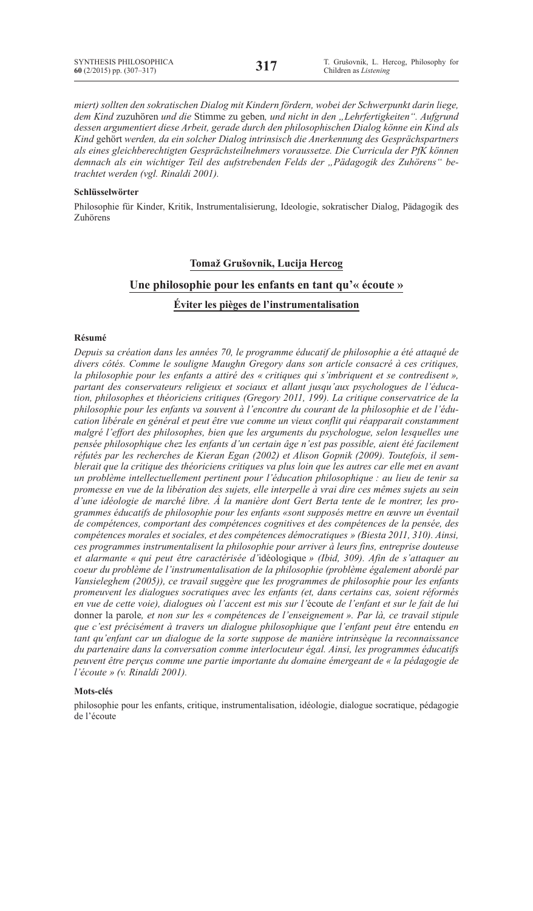*miert) sollten den sokratischen Dialog mit Kindern fördern, wobei der Schwerpunkt darin liege, dem Kind* zuzuhören *und die* Stimme zu geben*, und nicht in den „Lehrfertigkeiten". Aufgrund dessen argumentiert diese Arbeit, gerade durch den philosophischen Dialog könne ein Kind als Kind* gehört *werden, da ein solcher Dialog intrinsisch die Anerkennung des Gesprächspartners als eines gleichberechtigten Gesprächsteilnehmers voraussetze. Die Curricula der PfK können demnach als ein wichtiger Teil des aufstrebenden Felds der „Pädagogik des Zuhörens" betrachtet werden (vgl. Rinaldi 2001).*

**Schlüsselwörter**

Philosophie für Kinder, Kritik, Instrumentalisierung, Ideologie, sokratischer Dialog, Pädagogik des Zuhörens

**Tomaž Grušovnik, Lucija Hercog**

## Une philosophie pour les enfants en tant qu'« écoute »

### Éviter les pièges de l'instrumentalisation

**Résumé**

*Depuis sa création dans les années 70, le programme éducatif de philosophie a été attaqué de divers côtés. Comme le souligne Maughn Gregory dans son article consacré à ces critiques, la philosophie pour les enfants a attiré des « critiques qui s'imbriquent et se contredisent », partant des conservateurs religieux et sociaux et allant jusqu'aux psychologues de l'éducation, philosophes et théoriciens critiques (Gregory 2011, 199). La critique conservatrice de la philosophie pour les enfants va souvent à l'encontre du courant de la philosophie et de l'éducation libérale en général et peut être vue comme un vieux conflit qui réapparait constamment malgré l'effort des philosophes, bien que les arguments du psychologue, selon lesquelles une pensée philosophique chez les enfants d'un certain âge n'est pas possible, aient été facilement réfutés par les recherches de Kieran Egan (2002) et Alison Gopnik (2009). Toutefois, il semblerait que la critique des théoriciens critiques va plus loin que les autres car elle met en avant un problème intellectuellement pertinent pour l'éducation philosophique : au lieu de tenir sa promesse en vue de la libération des sujets, elle interpelle à vrai dire ces mêmes sujets au sein d'une idéologie de marché libre. À la manière dont Gert Berta tente de le montrer, les programmes éducatifs de philosophie pour les enfants «sont supposés mettre en œuvre un éventail de compétences, comportant des compétences cognitives et des compétences de la pensée, des compétences morales et sociales, et des compétences démocratiques » (Biesta 2011, 310). Ainsi, ces programmes instrumentalisent la philosophie pour arriver à leurs fins, entreprise douteuse et alarmante « qui peut être caractérisée d'*idéologique *» (Ibid, 309). Afin de s'attaquer au coeur du problème de l'instrumentalisation de la philosophie (problème également abordé par Vansieleghem (2005)), ce travail suggère que les programmes de philosophie pour les enfants promeuvent les dialogues socratiques avec les enfants (et, dans certains cas, soient réformés en vue de cette voie), dialogues où l'accent est mis sur l'*écoute *de l'enfant et sur le fait de lui* donner la parole*, et non sur les « compétences de l'enseignement ». Par là, ce travail stipule que c'est précisément à travers un dialogue philosophique que l'enfant peut être* entendu *en tant qu'enfant car un dialogue de la sorte suppose de manière intrinsèque la reconnaissance du partenaire dans la conversation comme interlocuteur égal. Ainsi, les programmes éducatifs peuvent être perçus comme une partie importante du domaine émergeant de « la pédagogie de l'écoute » (v. Rinaldi 2001).*

**Mots-clés**

philosophie pour les enfants, critique, instrumentalisation, idéologie, dialogue socratique, pédagogie de l'écoute